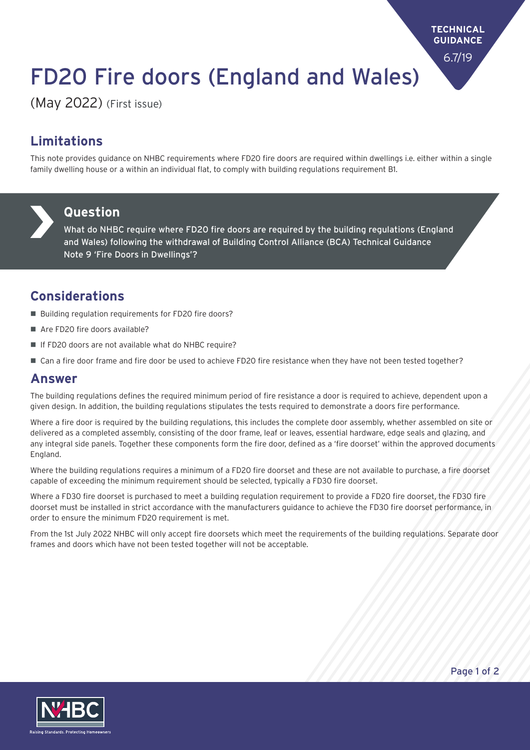TECHNICAL GUIDANCE 6.7/19

# FD20 Fire doors (England and Wales)

(May 2022) (First issue)

## Limitations

This note provides guidance on NHBC requirements where FD20 fire doors are required within dwellings i.e. either within a single family dwelling house or a within an individual flat, to comply with building regulations requirement B1.

## Question

What do NHBC require where FD20 fire doors are required by the building regulations (England and Wales) following the withdrawal of Building Control Alliance (BCA) Technical Guidance Note 9 'Fire Doors in Dwellings'?

## Considerations

- Building regulation requirements for FD20 fire doors?
- Are FD20 fire doors available?
- If FD20 doors are not available what do NHBC require?
- Can a fire door frame and fire door be used to achieve FD20 fire resistance when they have not been tested together?

## Answer

The building regulations defines the required minimum period of fire resistance a door is required to achieve, dependent upon a given design. In addition, the building regulations stipulates the tests required to demonstrate a doors fire performance.

Where a fire door is required by the building regulations, this includes the complete door assembly, whether assembled on site or delivered as a completed assembly, consisting of the door frame, leaf or leaves, essential hardware, edge seals and glazing, and any integral side panels. Together these components form the fire door, defined as a 'fire doorset' within the approved documents England.

Where the building regulations requires a minimum of a FD20 fire doorset and these are not available to purchase, a fire doorset capable of exceeding the minimum requirement should be selected, typically a FD30 fire doorset.

Where a FD30 fire doorset is purchased to meet a building regulation requirement to provide a FD20 fire doorset, the FD30 fire doorset must be installed in strict accordance with the manufacturers guidance to achieve the FD30 fire doorset performance, in order to ensure the minimum FD20 requirement is met.

From the 1st July 2022 NHBC will only accept fire doorsets which meet the requirements of the building regulations. Separate door frames and doors which have not been tested together will not be acceptable.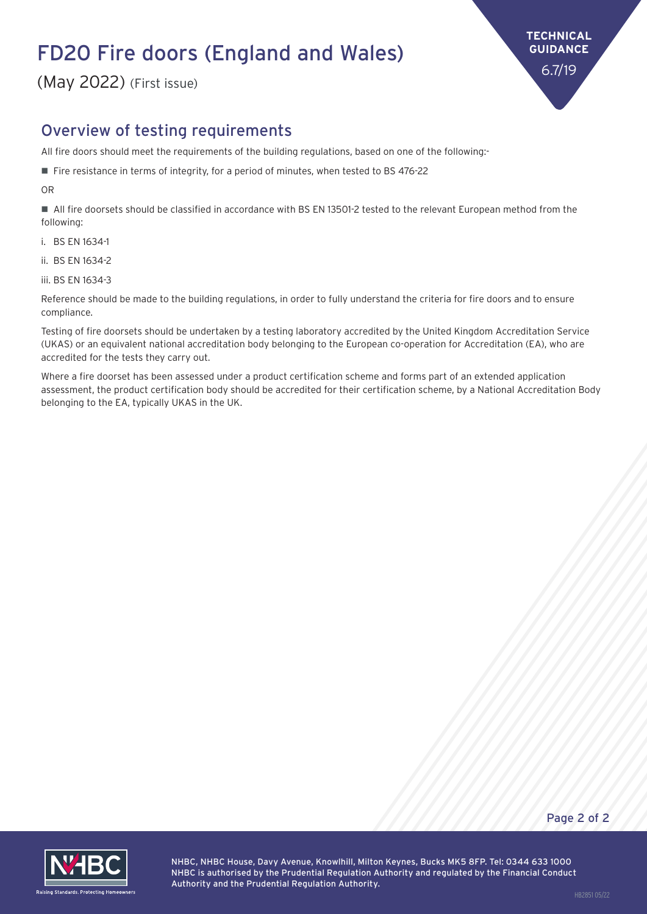## Overview of testing requirements

All fire doors should meet the requirements of the building regulations, based on one of the following:-

- Fire resistance in terms of integrity, for a period of minutes, when tested to BS 476-22

OR

- All fire doorsets should be classified in accordance with BS EN 13501-2 tested to the relevant European method from the following:

i. BS EN 1634-1

ii. BS EN 1634-2

iii. BS EN 1634-3

Reference should be made to the building regulations, in order to fully understand the criteria for fire doors and to ensure compliance.

Testing of fire doorsets should be undertaken by a testing laboratory accredited by the United Kingdom Accreditation Service (UKAS) or an equivalent national accreditation body belonging to the European co-operation for Accreditation (EA), who are accredited for the tests they carry out.

Where a fire doorset has been assessed under a product certification scheme and forms part of an extended application assessment, the product certification body should be accredited for their certification scheme, by a National Accreditation Body belonging to the EA, typically UKAS in the UK.

NHBC, NHBC House, Davy Avenue, Knowlhill, Milton Keynes, Bucks MK5 8FP. Tel: 0344 633 1000
NHBC is authorised by the Prudential Regulation Authority and regulated by the Financial Conduct Authority and the Prudential Regulation Authority.